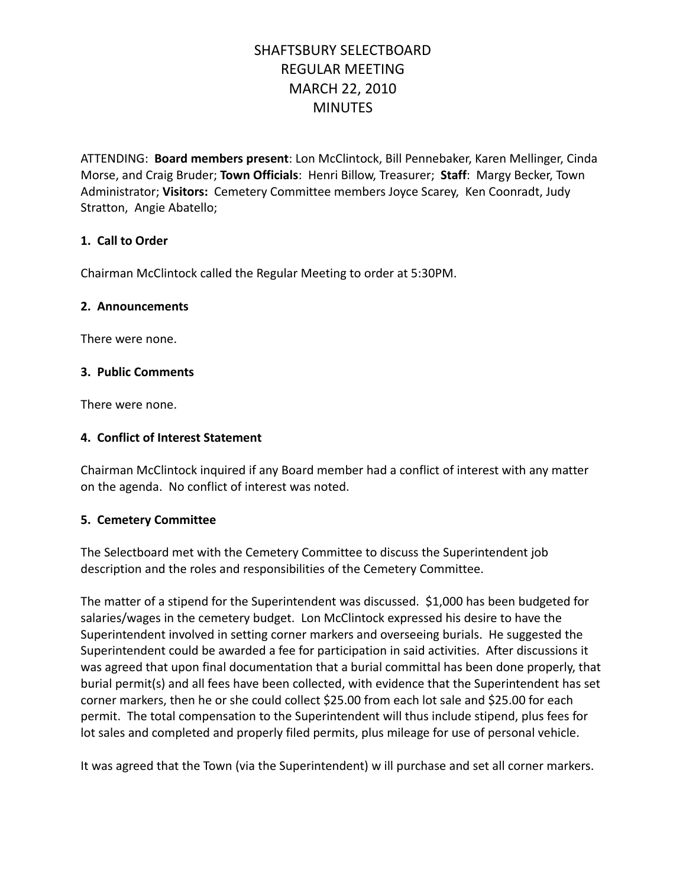# SHAFTSBURY SELECTBOARD
# REGULAR MEETING
# MARCH 22, 2010
# MINUTES

ATTENDING: **Board members present**: Lon McClintock, Bill Pennebaker, Karen Mellinger, Cinda Morse, and Craig Bruder; **Town Officials**: Henri Billow, Treasurer; **Staff**: Margy Becker, Town Administrator; **Visitors:** Cemetery Committee members Joyce Scarey, Ken Coonradt, Judy Stratton, Angie Abatello;

### 1. Call to Order

Chairman McClintock called the Regular Meeting to order at 5:30PM.

### 2. Announcements

There were none.

### 3. Public Comments

There were none.

### 4. Conflict of Interest Statement

Chairman McClintock inquired if any Board member had a conflict of interest with any matter on the agenda. No conflict of interest was noted.

### 5. Cemetery Committee

The Selectboard met with the Cemetery Committee to discuss the Superintendent job description and the roles and responsibilities of the Cemetery Committee.

The matter of a stipend for the Superintendent was discussed. $1,000 has been budgeted for salaries/wages in the cemetery budget. Lon McClintock expressed his desire to have the Superintendent involved in setting corner markers and overseeing burials. He suggested the Superintendent could be awarded a fee for participation in said activities. After discussions it was agreed that upon final documentation that a burial committal has been done properly, that burial permit(s) and all fees have been collected, with evidence that the Superintendent has set corner markers, then he or she could collect $25.00 from each lot sale and $25.00 for each permit. The total compensation to the Superintendent will thus include stipend, plus fees for lot sales and completed and properly filed permits, plus mileage for use of personal vehicle.

It was agreed that the Town (via the Superintendent) w ill purchase and set all corner markers.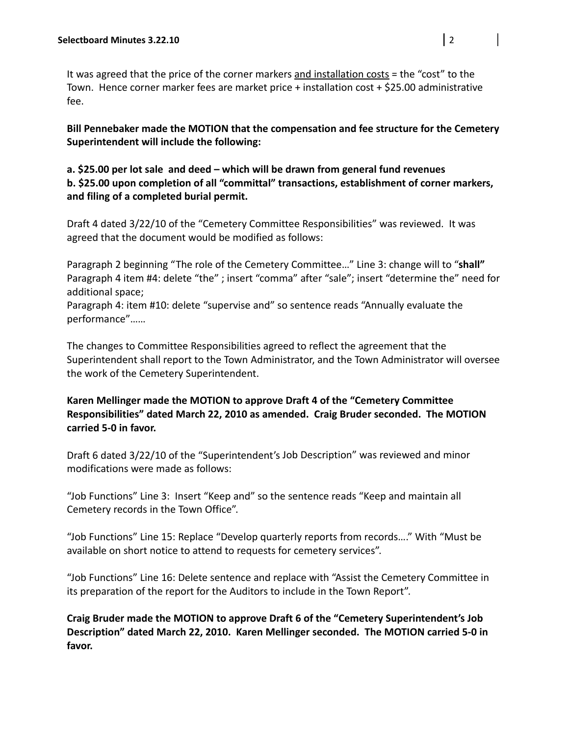It was agreed that the price of the corner markers and installation costs = the "cost" to the Town. Hence corner marker fees are market price + installation cost + $25.00 administrative fee.

**Bill Pennebaker made the MOTION that the compensation and fee structure for the Cemetery Superintendent will include the following:**

**a. $25.00 per lot sale and deed – which will be drawn from general fund revenues**
**b. $25.00 upon completion of all "committal" transactions, establishment of corner markers, and filing of a completed burial permit.**

Draft 4 dated 3/22/10 of the "Cemetery Committee Responsibilities" was reviewed. It was agreed that the document would be modified as follows:

Paragraph 2 beginning "The role of the Cemetery Committee…" Line 3: change will to "**shall"**
Paragraph 4 item #4: delete "the" ; insert "comma" after "sale"; insert "determine the" need for additional space;
Paragraph 4: item #10: delete "supervise and" so sentence reads "Annually evaluate the performance"……

The changes to Committee Responsibilities agreed to reflect the agreement that the Superintendent shall report to the Town Administrator, and the Town Administrator will oversee the work of the Cemetery Superintendent.

**Karen Mellinger made the MOTION to approve Draft 4 of the "Cemetery Committee Responsibilities" dated March 22, 2010 as amended. Craig Bruder seconded. The MOTION carried 5-0 in favor.**

Draft 6 dated 3/22/10 of the "Superintendent's Job Description" was reviewed and minor modifications were made as follows:

"Job Functions" Line 3: Insert "Keep and" so the sentence reads "Keep and maintain all Cemetery records in the Town Office".

"Job Functions" Line 15: Replace "Develop quarterly reports from records…." With "Must be available on short notice to attend to requests for cemetery services".

"Job Functions" Line 16: Delete sentence and replace with "Assist the Cemetery Committee in its preparation of the report for the Auditors to include in the Town Report".

**Craig Bruder made the MOTION to approve Draft 6 of the "Cemetery Superintendent's Job Description" dated March 22, 2010. Karen Mellinger seconded. The MOTION carried 5-0 in favor.**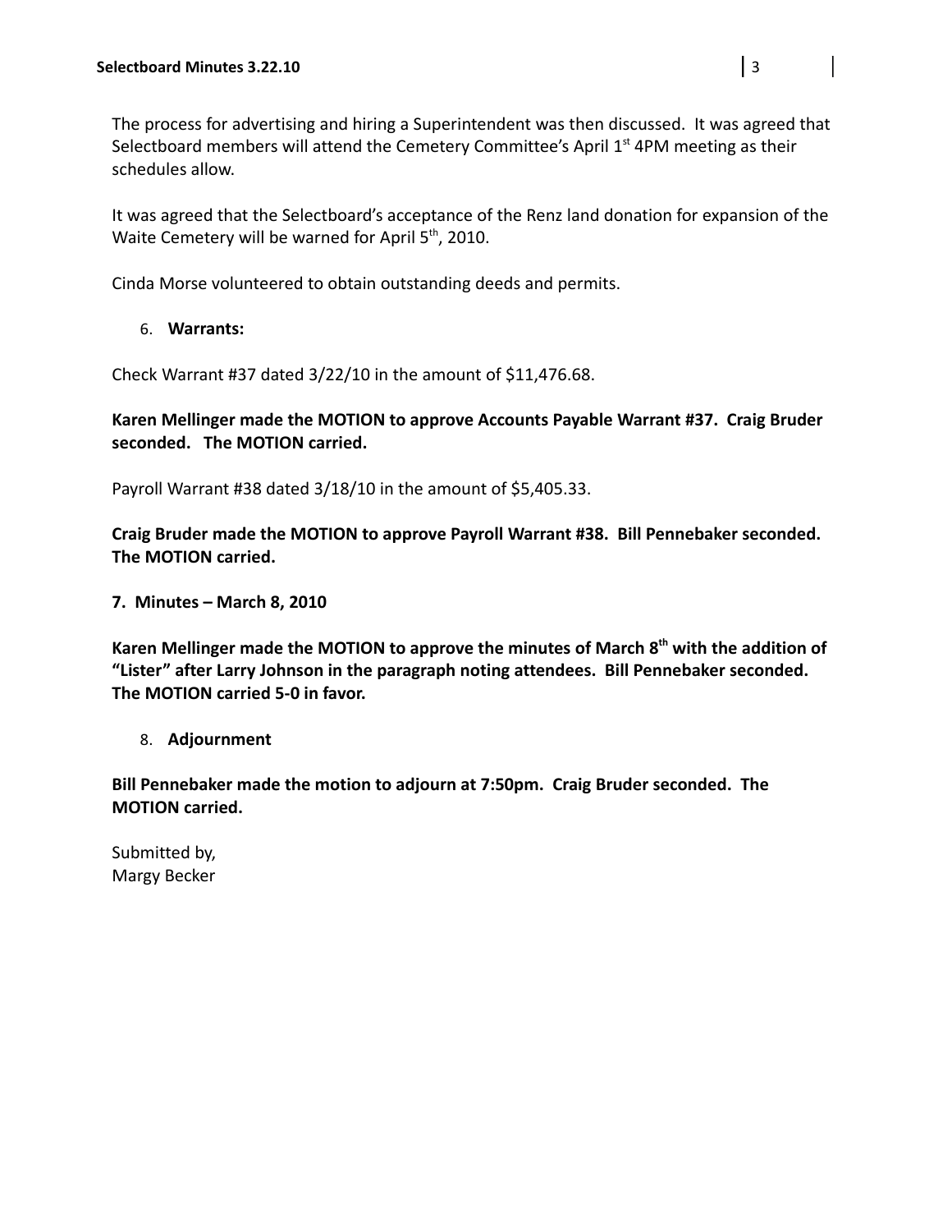The process for advertising and hiring a Superintendent was then discussed. It was agreed that Selectboard members will attend the Cemetery Committee's April 1st 4PM meeting as their schedules allow.

It was agreed that the Selectboard's acceptance of the Renz land donation for expansion of the Waite Cemetery will be warned for April 5th, 2010.

Cinda Morse volunteered to obtain outstanding deeds and permits.

6. **Warrants:**

Check Warrant #37 dated 3/22/10 in the amount of $11,476.68.

**Karen Mellinger made the MOTION to approve Accounts Payable Warrant #37. Craig Bruder seconded. The MOTION carried.**

Payroll Warrant #38 dated 3/18/10 in the amount of $5,405.33.

**Craig Bruder made the MOTION to approve Payroll Warrant #38. Bill Pennebaker seconded. The MOTION carried.**

**7. Minutes – March 8, 2010**

**Karen Mellinger made the MOTION to approve the minutes of March 8th with the addition of "Lister" after Larry Johnson in the paragraph noting attendees. Bill Pennebaker seconded. The MOTION carried 5-0 in favor.**

8. **Adjournment**

**Bill Pennebaker made the motion to adjourn at 7:50pm. Craig Bruder seconded. The MOTION carried.**

Submitted by,
Margy Becker